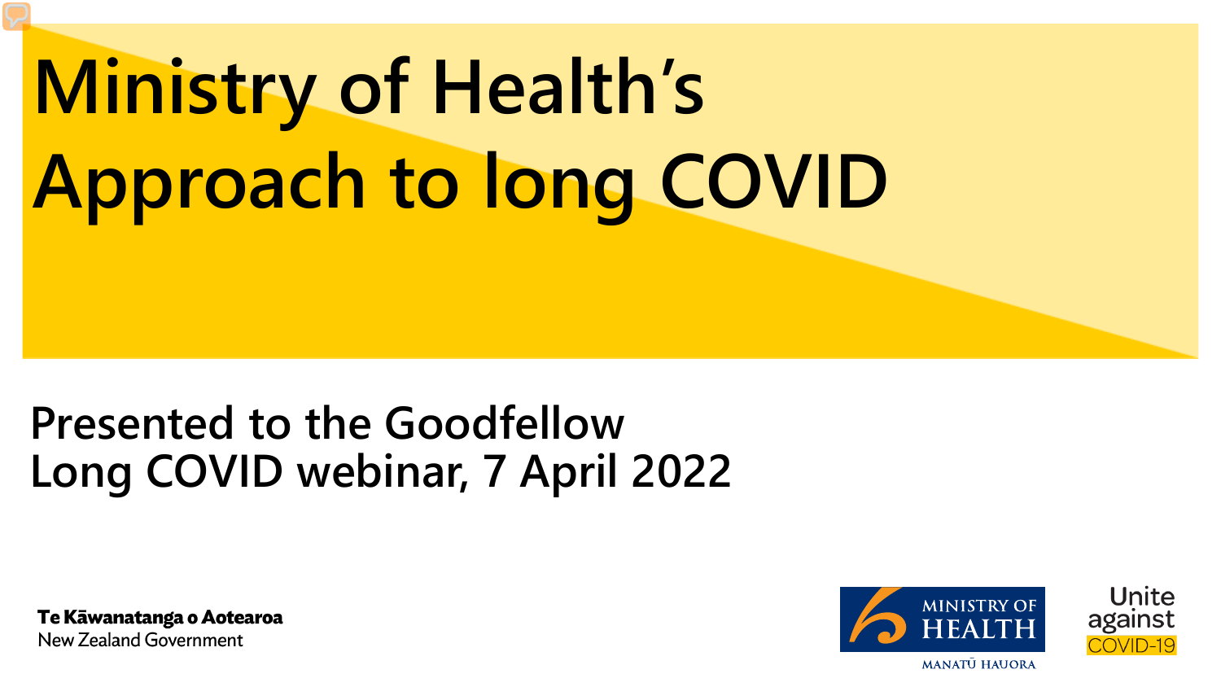# Ministry of Health's Approach to long COVID

Presented to the Goodfellow Long COVID webinar, 7 April 2022

Te Kāwanatanga o Aotearoa
New Zealand Government

MINISTRY OF HEALTH
MANATŪ HAUORA

Unite against COVID-19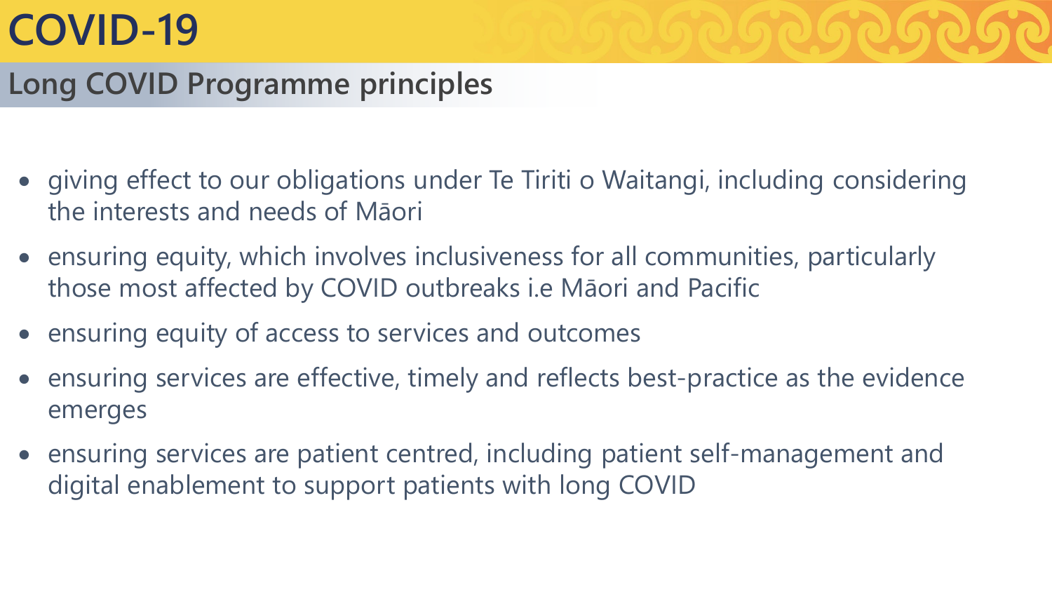# COVID-19

## Long COVID Programme principles

- giving effect to our obligations under Te Tiriti o Waitangi, including considering the interests and needs of Māori
- ensuring equity, which involves inclusiveness for all communities, particularly those most affected by COVID outbreaks i.e Māori and Pacific
- ensuring equity of access to services and outcomes
- ensuring services are effective, timely and reflects best-practice as the evidence emerges
- ensuring services are patient centred, including patient self-management and digital enablement to support patients with long COVID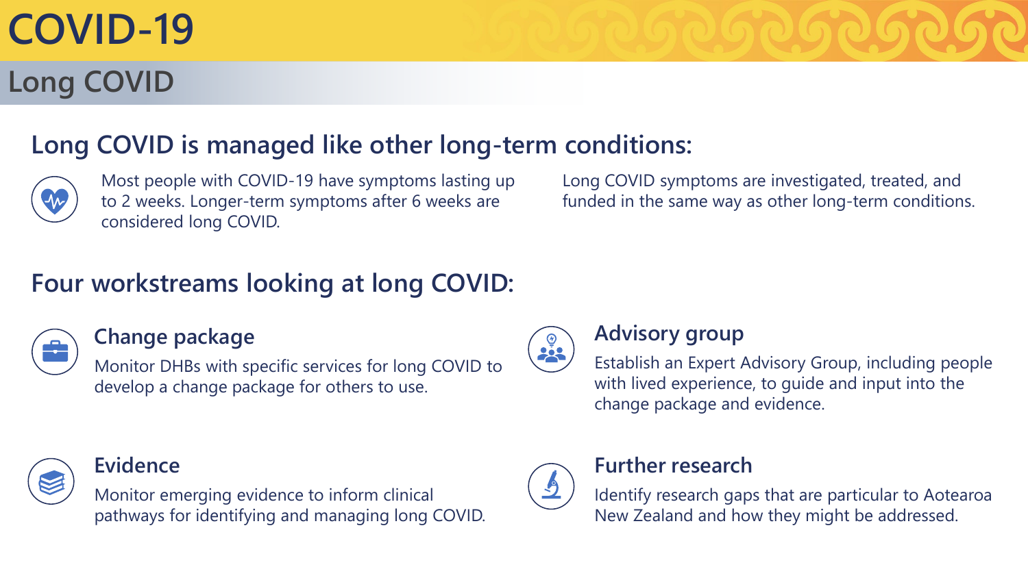# COVID-19

## Long COVID

### Long COVID is managed like other long-term conditions:

Most people with COVID-19 have symptoms lasting up to 2 weeks. Longer-term symptoms after 6 weeks are considered long COVID.

Long COVID symptoms are investigated, treated, and funded in the same way as other long-term conditions.

### Four workstreams looking at long COVID:

#### Change package

Monitor DHBs with specific services for long COVID to develop a change package for others to use.

#### Advisory group

Establish an Expert Advisory Group, including people with lived experience, to guide and input into the change package and evidence.

#### Evidence

Monitor emerging evidence to inform clinical pathways for identifying and managing long COVID.

#### Further research

Identify research gaps that are particular to Aotearoa New Zealand and how they might be addressed.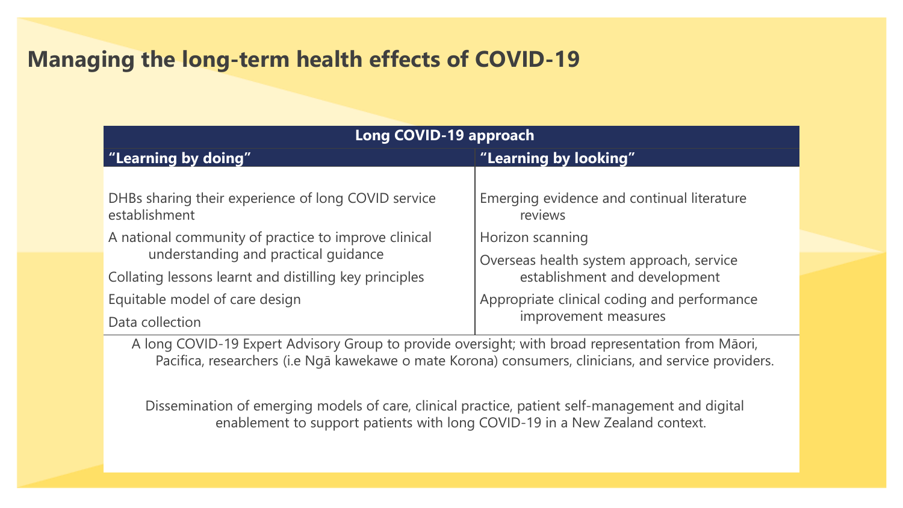# Managing the long-term health effects of COVID-19

| Long COVID-19 approach | |
|---|---|
| **"Learning by doing"** | **"Learning by looking"** |
| DHBs sharing their experience of long COVID service establishment<br>A national community of practice to improve clinical understanding and practical guidance<br>Collating lessons learnt and distilling key principles<br>Equitable model of care design<br>Data collection | Emerging evidence and continual literature reviews<br>Horizon scanning<br>Overseas health system approach, service establishment and development<br>Appropriate clinical coding and performance improvement measures |

A long COVID-19 Expert Advisory Group to provide oversight; with broad representation from Māori, Pacifica, researchers (i.e Ngā kawekawe o mate Korona) consumers, clinicians, and service providers.

Dissemination of emerging models of care, clinical practice, patient self-management and digital enablement to support patients with long COVID-19 in a New Zealand context.